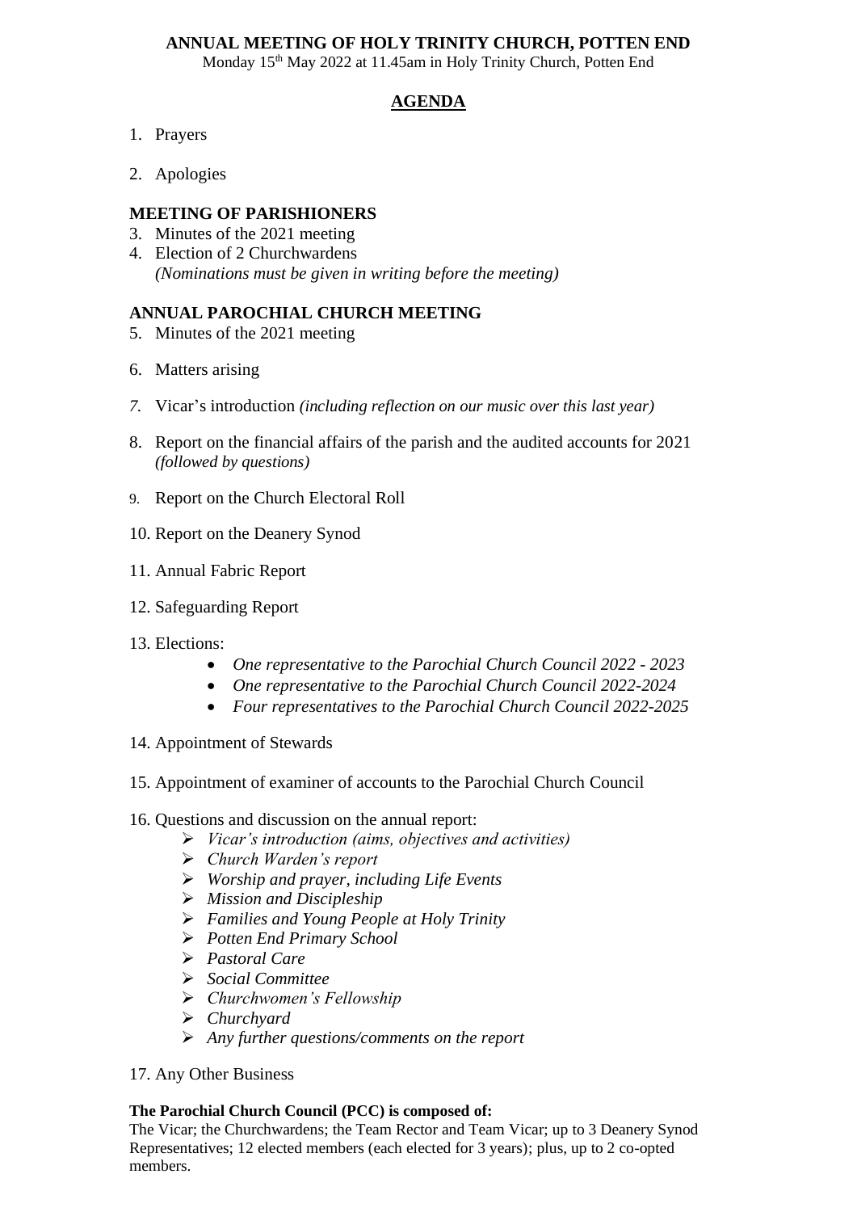# ANNUAL MEETING OF HOLY TRINITY CHURCH, POTTEN END

Monday 15th May 2022 at 11.45am in Holy Trinity Church, Potten End

## AGENDA

1. Prayers
2. Apologies

### MEETING OF PARISHIONERS

3. Minutes of the 2021 meeting
4. Election of 2 Churchwardens
   *(Nominations must be given in writing before the meeting)*

### ANNUAL PAROCHIAL CHURCH MEETING

5. Minutes of the 2021 meeting
6. Matters arising
7. Vicar's introduction *(including reflection on our music over this last year)*
8. Report on the financial affairs of the parish and the audited accounts for 2021 *(followed by questions)*
9. Report on the Church Electoral Roll
10. Report on the Deanery Synod
11. Annual Fabric Report
12. Safeguarding Report
13. Elections:
    - *One representative to the Parochial Church Council 2022 - 2023*
    - *One representative to the Parochial Church Council 2022-2024*
    - *Four representatives to the Parochial Church Council 2022-2025*
14. Appointment of Stewards
15. Appointment of examiner of accounts to the Parochial Church Council
16. Questions and discussion on the annual report:
    - *Vicar's introduction (aims, objectives and activities)*
    - *Church Warden's report*
    - *Worship and prayer, including Life Events*
    - *Mission and Discipleship*
    - *Families and Young People at Holy Trinity*
    - *Potten End Primary School*
    - *Pastoral Care*
    - *Social Committee*
    - *Churchwomen's Fellowship*
    - *Churchyard*
    - *Any further questions/comments on the report*
17. Any Other Business

**The Parochial Church Council (PCC) is composed of:**
The Vicar; the Churchwardens; the Team Rector and Team Vicar; up to 3 Deanery Synod Representatives; 12 elected members (each elected for 3 years); plus, up to 2 co-opted members.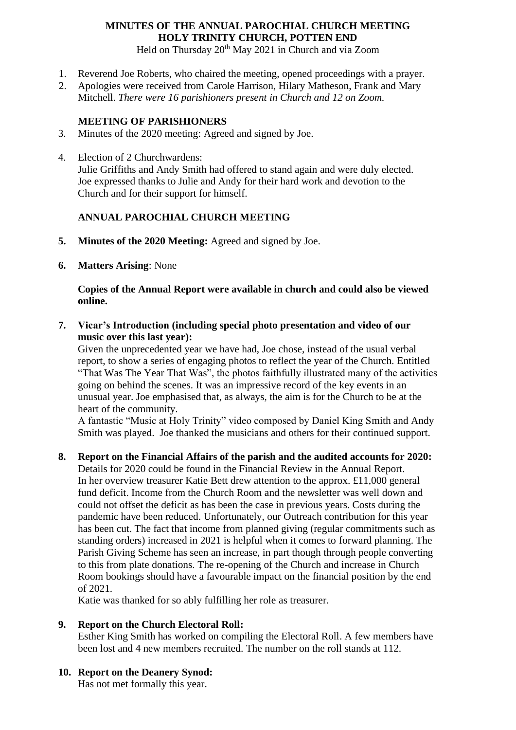**MINUTES OF THE ANNUAL PAROCHIAL CHURCH MEETING**
**HOLY TRINITY CHURCH, POTTEN END**
Held on Thursday 20th May 2021 in Church and via Zoom

1. Reverend Joe Roberts, who chaired the meeting, opened proceedings with a prayer.
2. Apologies were received from Carole Harrison, Hilary Matheson, Frank and Mary Mitchell. *There were 16 parishioners present in Church and 12 on Zoom.*

**MEETING OF PARISHIONERS**

3. Minutes of the 2020 meeting: Agreed and signed by Joe.
4. Election of 2 Churchwardens:
   Julie Griffiths and Andy Smith had offered to stand again and were duly elected. Joe expressed thanks to Julie and Andy for their hard work and devotion to the Church and for their support for himself.

**ANNUAL PAROCHIAL CHURCH MEETING**

5. **Minutes of the 2020 Meeting:** Agreed and signed by Joe.
6. **Matters Arising**: None

   **Copies of the Annual Report were available in church and could also be viewed online.**

7. **Vicar's Introduction (including special photo presentation and video of our music over this last year):**
   Given the unprecedented year we have had, Joe chose, instead of the usual verbal report, to show a series of engaging photos to reflect the year of the Church. Entitled "That Was The Year That Was", the photos faithfully illustrated many of the activities going on behind the scenes. It was an impressive record of the key events in an unusual year. Joe emphasised that, as always, the aim is for the Church to be at the heart of the community.
   A fantastic "Music at Holy Trinity" video composed by Daniel King Smith and Andy Smith was played. Joe thanked the musicians and others for their continued support.
8. **Report on the Financial Affairs of the parish and the audited accounts for 2020:**
   Details for 2020 could be found in the Financial Review in the Annual Report.
   In her overview treasurer Katie Bett drew attention to the approx. £11,000 general fund deficit. Income from the Church Room and the newsletter was well down and could not offset the deficit as has been the case in previous years. Costs during the pandemic have been reduced. Unfortunately, our Outreach contribution for this year has been cut. The fact that income from planned giving (regular commitments such as standing orders) increased in 2021 is helpful when it comes to forward planning. The Parish Giving Scheme has seen an increase, in part though through people converting to this from plate donations. The re-opening of the Church and increase in Church Room bookings should have a favourable impact on the financial position by the end of 2021.
   Katie was thanked for so ably fulfilling her role as treasurer.
9. **Report on the Church Electoral Roll:**
   Esther King Smith has worked on compiling the Electoral Roll. A few members have been lost and 4 new members recruited. The number on the roll stands at 112.
10. **Report on the Deanery Synod:**
    Has not met formally this year.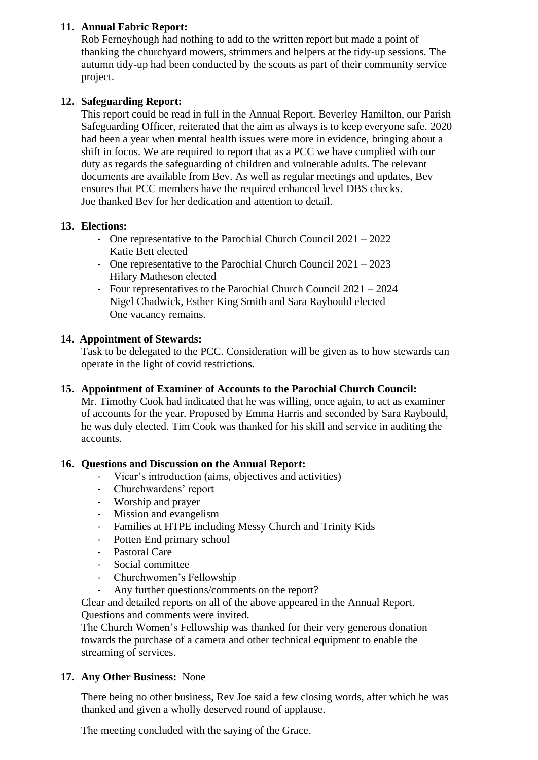**11. Annual Fabric Report:**

Rob Ferneyhough had nothing to add to the written report but made a point of thanking the churchyard mowers, strimmers and helpers at the tidy-up sessions. The autumn tidy-up had been conducted by the scouts as part of their community service project.

**12. Safeguarding Report:**

This report could be read in full in the Annual Report. Beverley Hamilton, our Parish Safeguarding Officer, reiterated that the aim as always is to keep everyone safe. 2020 had been a year when mental health issues were more in evidence, bringing about a shift in focus. We are required to report that as a PCC we have complied with our duty as regards the safeguarding of children and vulnerable adults. The relevant documents are available from Bev. As well as regular meetings and updates, Bev ensures that PCC members have the required enhanced level DBS checks.
Joe thanked Bev for her dedication and attention to detail.

**13. Elections:**

- One representative to the Parochial Church Council 2021 – 2022
  Katie Bett elected
- One representative to the Parochial Church Council 2021 – 2023
  Hilary Matheson elected
- Four representatives to the Parochial Church Council 2021 – 2024
  Nigel Chadwick, Esther King Smith and Sara Raybould elected
  One vacancy remains.

**14. Appointment of Stewards:**

Task to be delegated to the PCC. Consideration will be given as to how stewards can operate in the light of covid restrictions.

**15. Appointment of Examiner of Accounts to the Parochial Church Council:**

Mr. Timothy Cook had indicated that he was willing, once again, to act as examiner of accounts for the year. Proposed by Emma Harris and seconded by Sara Raybould, he was duly elected. Tim Cook was thanked for his skill and service in auditing the accounts.

**16. Questions and Discussion on the Annual Report:**

- Vicar's introduction (aims, objectives and activities)
- Churchwardens' report
- Worship and prayer
- Mission and evangelism
- Families at HTPE including Messy Church and Trinity Kids
- Potten End primary school
- Pastoral Care
- Social committee
- Churchwomen's Fellowship
- Any further questions/comments on the report?

Clear and detailed reports on all of the above appeared in the Annual Report.
Questions and comments were invited.
The Church Women's Fellowship was thanked for their very generous donation towards the purchase of a camera and other technical equipment to enable the streaming of services.

**17. Any Other Business:** None

There being no other business, Rev Joe said a few closing words, after which he was thanked and given a wholly deserved round of applause.

The meeting concluded with the saying of the Grace.